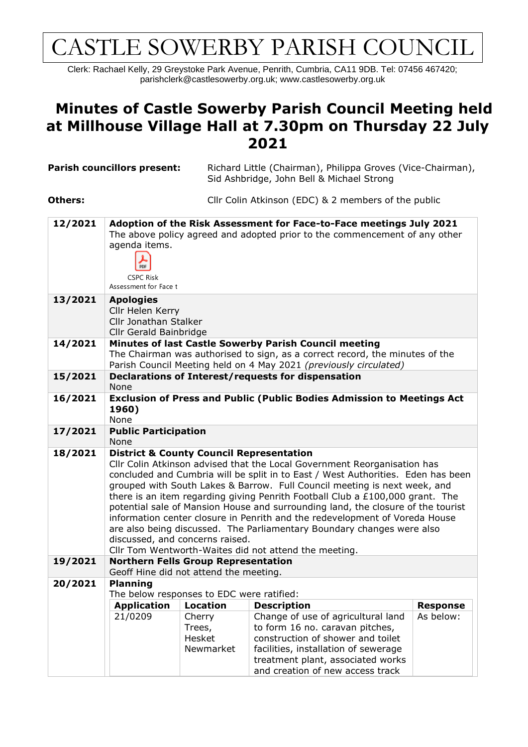# CASTLE SOWERBY PARISH COUNCIL

Clerk: Rachael Kelly, 29 Greystoke Park Avenue, Penrith, Cumbria, CA11 9DB. Tel: 07456 467420; parishclerk@castlesowerby.org.uk; www.castlesowerby.org.uk

## Minutes of Castle Sowerby Parish Council Meeting held at Millhouse Village Hall at 7.30pm on Thursday 22 July 2021

**Parish councillors present:** Richard Little (Chairman), Philippa Groves (Vice-Chairman), Sid Ashbridge, John Bell & Michael Strong

**Others:** Cllr Colin Atkinson (EDC) & 2 members of the public

| | |
|---|---|
| **12/2021** | **Adoption of the Risk Assessment for Face-to-Face meetings July 2021**<br>The above policy agreed and adopted prior to the commencement of any other agenda items.<br>CSPC Risk Assessment for Face t |
| **13/2021** | **Apologies**<br>Cllr Helen Kerry<br>Cllr Jonathan Stalker<br>Cllr Gerald Bainbridge |
| **14/2021** | **Minutes of last Castle Sowerby Parish Council meeting**<br>The Chairman was authorised to sign, as a correct record, the minutes of the Parish Council Meeting held on 4 May 2021 *(previously circulated)* |
| **15/2021** | **Declarations of Interest/requests for dispensation**<br>None |
| **16/2021** | **Exclusion of Press and Public (Public Bodies Admission to Meetings Act 1960)**<br>None |
| **17/2021** | **Public Participation**<br>None |
| **18/2021** | **District & County Council Representation**<br>Cllr Colin Atkinson advised that the Local Government Reorganisation has concluded and Cumbria will be split in to East / West Authorities. Eden has been grouped with South Lakes & Barrow. Full Council meeting is next week, and there is an item regarding giving Penrith Football Club a £100,000 grant. The potential sale of Mansion House and surrounding land, the closure of the tourist information center closure in Penrith and the redevelopment of Voreda House are also being discussed. The Parliamentary Boundary changes were also discussed, and concerns raised.<br>Cllr Tom Wentworth-Waites did not attend the meeting. |
| **19/2021** | **Northern Fells Group Representation**<br>Geoff Hine did not attend the meeting. |
| **20/2021** | **Planning**<br>The below responses to EDC were ratified: |

| Application | Location | Description | Response |
|---|---|---|---|
| 21/0209 | Cherry Trees, Hesket Newmarket | Change of use of agricultural land to form 16 no. caravan pitches, construction of shower and toilet facilities, installation of sewerage treatment plant, associated works and creation of new access track | As below: |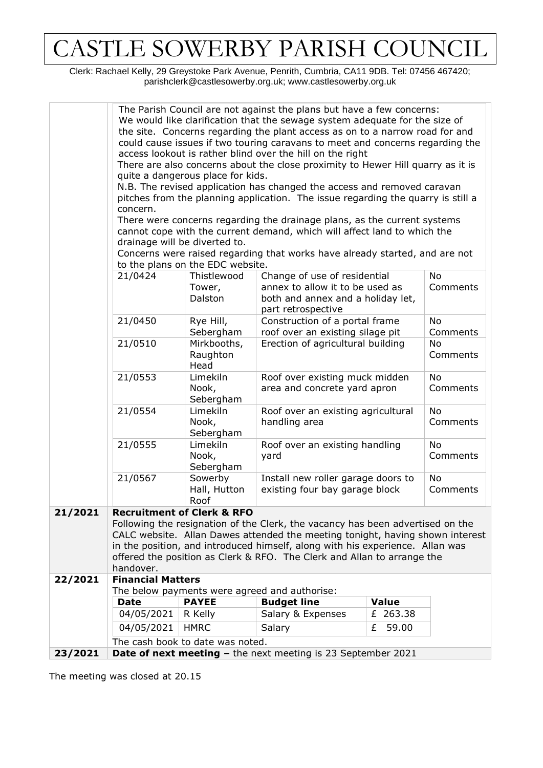# CASTLE SOWERBY PARISH COUNCIL

Clerk: Rachael Kelly, 29 Greystoke Park Avenue, Penrith, Cumbria, CA11 9DB. Tel: 07456 467420; parishclerk@castlesowerby.org.uk; www.castlesowerby.org.uk

The Parish Council are not against the plans but have a few concerns:
We would like clarification that the sewage system adequate for the size of the site. Concerns regarding the plant access as on to a narrow road for and could cause issues if two touring caravans to meet and concerns regarding the access lookout is rather blind over the hill on the right
There are also concerns about the close proximity to Hewer Hill quarry as it is quite a dangerous place for kids.
N.B. The revised application has changed the access and removed caravan pitches from the planning application. The issue regarding the quarry is still a concern.
There were concerns regarding the drainage plans, as the current systems cannot cope with the current demand, which will affect land to which the drainage will be diverted to.
Concerns were raised regarding that works have already started, and are not to the plans on the EDC website.

| | | | |
|---|---|---|---|
| 21/0424 | Thistlewood Tower, Dalston | Change of use of residential annex to allow it to be used as both and annex and a holiday let, part retrospective | No Comments |
| 21/0450 | Rye Hill, Sebergham | Construction of a portal frame roof over an existing silage pit | No Comments |
| 21/0510 | Mirkbooths, Raughton Head | Erection of agricultural building | No Comments |
| 21/0553 | Limekiln Nook, Sebergham | Roof over existing muck midden area and concrete yard apron | No Comments |
| 21/0554 | Limekiln Nook, Sebergham | Roof over an existing agricultural handling area | No Comments |
| 21/0555 | Limekiln Nook, Sebergham | Roof over an existing handling yard | No Comments |
| 21/0567 | Sowerby Hall, Hutton Roof | Install new roller garage doors to existing four bay garage block | No Comments |

**21/2021 Recruitment of Clerk & RFO**

Following the resignation of the Clerk, the vacancy has been advertised on the CALC website. Allan Dawes attended the meeting tonight, having shown interest in the position, and introduced himself, along with his experience. Allan was offered the position as Clerk & RFO. The Clerk and Allan to arrange the handover.

**22/2021 Financial Matters**

The below payments were agreed and authorise:

| Date | PAYEE | Budget line | Value |
|---|---|---|---|
| 04/05/2021 | R Kelly | Salary & Expenses | £ 263.38 |
| 04/05/2021 | HMRC | Salary | £ 59.00 |

The cash book to date was noted.

**23/2021 Date of next meeting –** the next meeting is 23 September 2021

The meeting was closed at 20.15